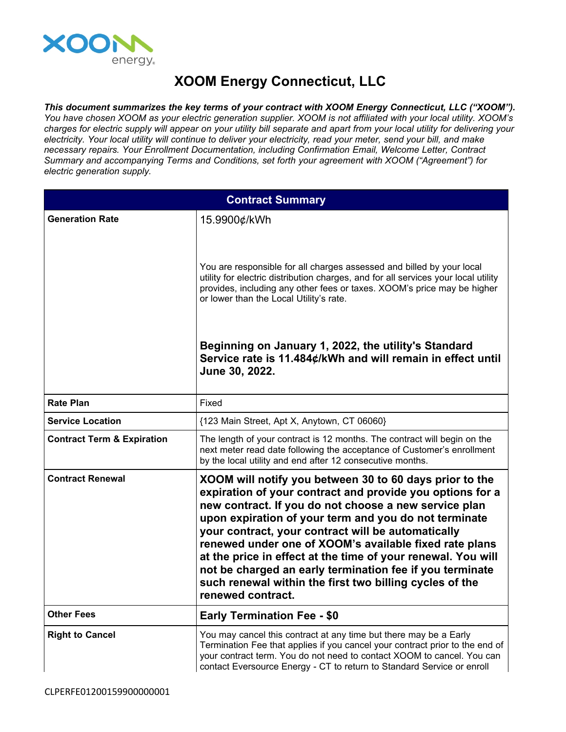# XOOM Energy Connecticut, LLC

***This document summarizes the key terms of your contract with XOOM Energy Connecticut, LLC ("XOOM").*** *You have chosen XOOM as your electric generation supplier. XOOM is not affiliated with your local utility. XOOM's charges for electric supply will appear on your utility bill separate and apart from your local utility for delivering your electricity. Your local utility will continue to deliver your electricity, read your meter, send your bill, and make necessary repairs. Your Enrollment Documentation, including Confirmation Email, Welcome Letter, Contract Summary and accompanying Terms and Conditions, set forth your agreement with XOOM ("Agreement") for electric generation supply.*

| Contract Summary | |
|---|---|
| **Generation Rate** | 15.9900¢/kWh<br><br>You are responsible for all charges assessed and billed by your local utility for electric distribution charges, and for all services your local utility provides, including any other fees or taxes. XOOM's price may be higher or lower than the Local Utility's rate.<br><br>**Beginning on January 1, 2022, the utility's Standard Service rate is 11.484¢/kWh and will remain in effect until June 30, 2022.** |
| **Rate Plan** | Fixed |
| **Service Location** | {123 Main Street, Apt X, Anytown, CT 06060} |
| **Contract Term & Expiration** | The length of your contract is 12 months. The contract will begin on the next meter read date following the acceptance of Customer's enrollment by the local utility and end after 12 consecutive months. |
| **Contract Renewal** | **XOOM will notify you between 30 to 60 days prior to the expiration of your contract and provide you options for a new contract. If you do not choose a new service plan upon expiration of your term and you do not terminate your contract, your contract will be automatically renewed under one of XOOM's available fixed rate plans at the price in effect at the time of your renewal. You will not be charged an early termination fee if you terminate such renewal within the first two billing cycles of the renewed contract.** |
| **Other Fees** | **Early Termination Fee - $0** |
| **Right to Cancel** | You may cancel this contract at any time but there may be a Early Termination Fee that applies if you cancel your contract prior to the end of your contract term. You do not need to contact XOOM to cancel. You can contact Eversource Energy - CT to return to Standard Service or enroll |

CLPERFE01200159900000001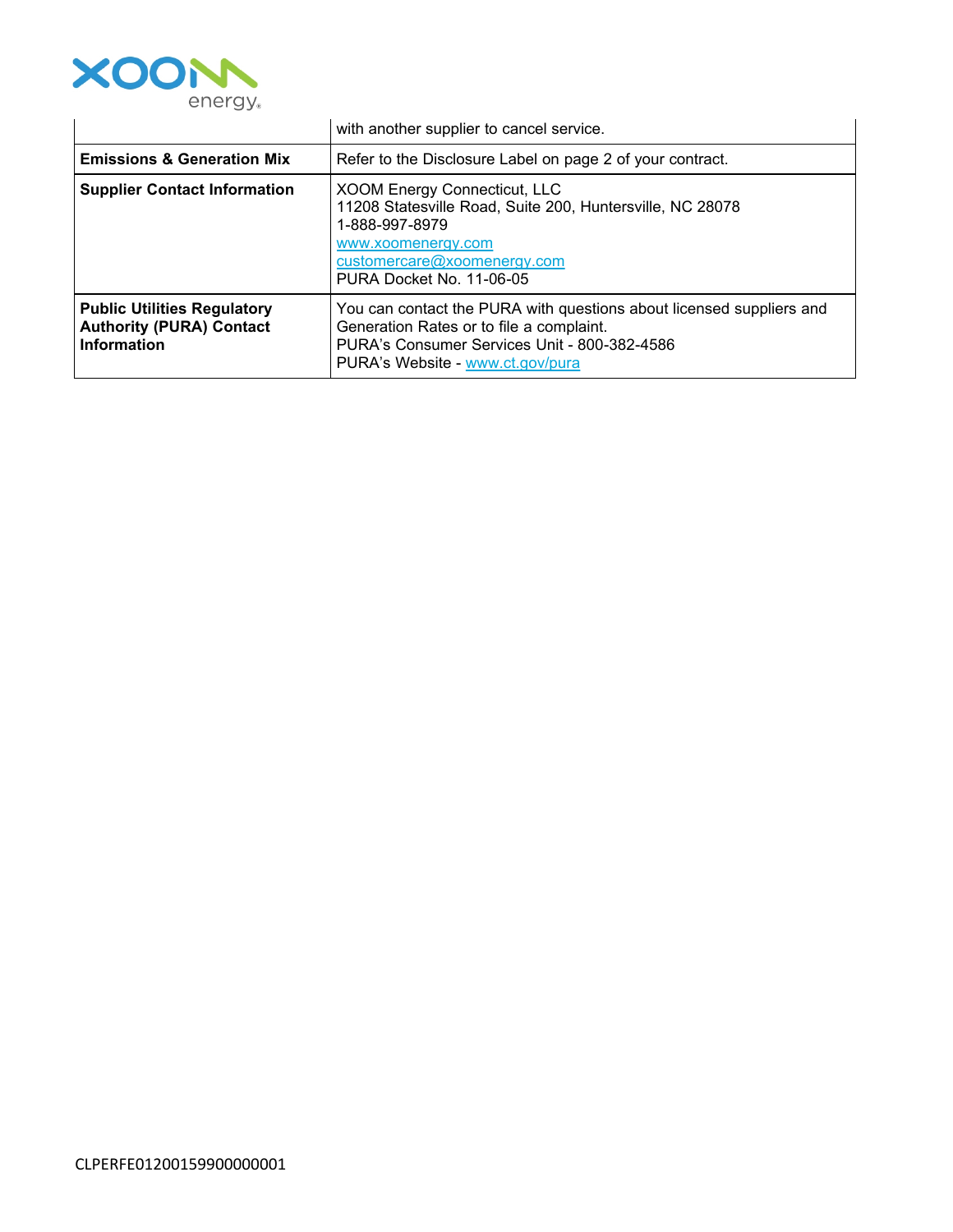| | |
|---|---|
| | with another supplier to cancel service. |
| **Emissions & Generation Mix** | Refer to the Disclosure Label on page 2 of your contract. |
| **Supplier Contact Information** | XOOM Energy Connecticut, LLC<br>11208 Statesville Road, Suite 200, Huntersville, NC 28078<br>1-888-997-8979<br>www.xoomenergy.com<br>customercare@xoomenergy.com<br>PURA Docket No. 11-06-05 |
| **Public Utilities Regulatory Authority (PURA) Contact Information** | You can contact the PURA with questions about licensed suppliers and Generation Rates or to file a complaint.<br>PURA's Consumer Services Unit - 800-382-4586<br>PURA's Website - www.ct.gov/pura |

CLPERFE01200159900000001